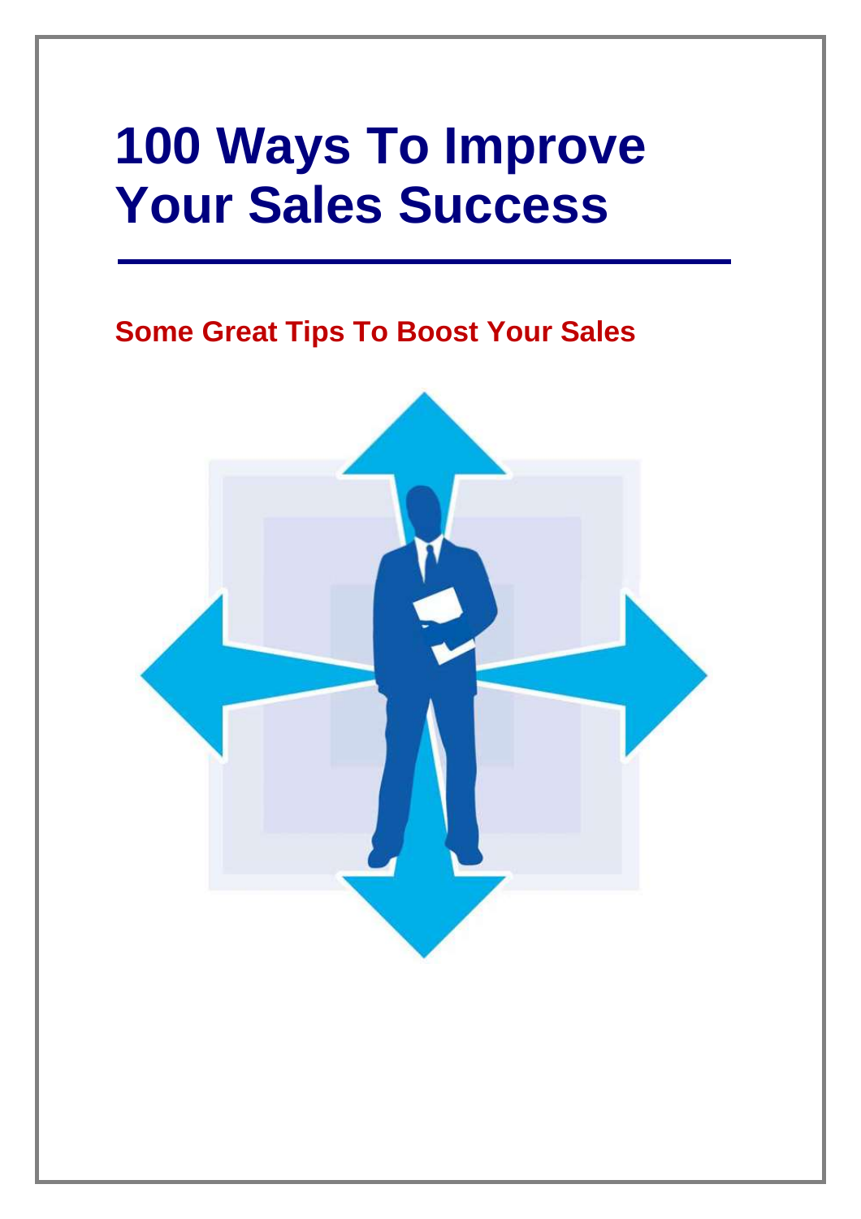# 100 Ways To Improve Your Sales Success

## Some Great Tips To Boost Your Sales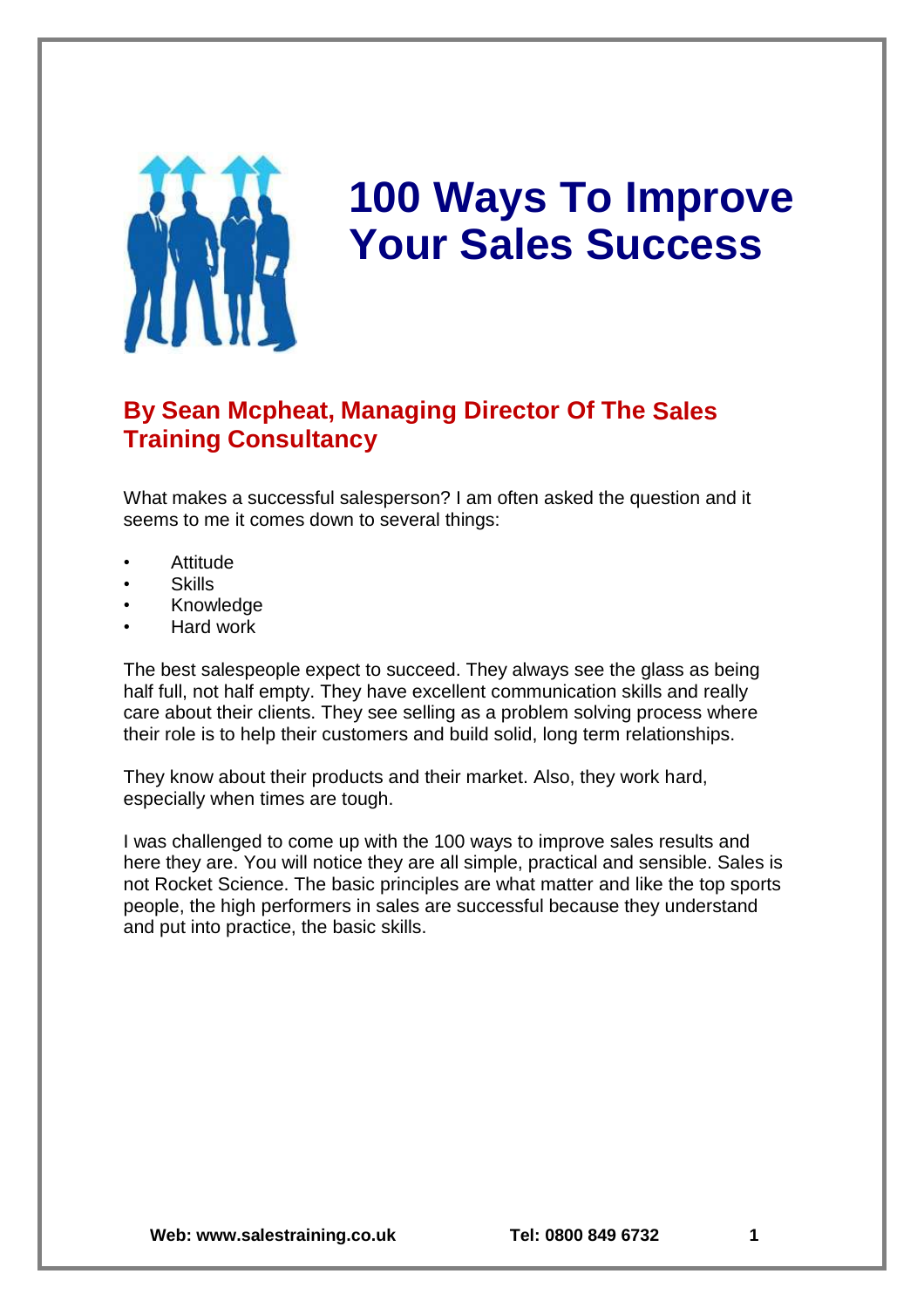# 100 Ways To Improve Your Sales Success

## By Sean Mcpheat, Managing Director Of The Sales Training Consultancy

What makes a successful salesperson? I am often asked the question and it seems to me it comes down to several things:

- Attitude
- Skills
- Knowledge
- Hard work

The best salespeople expect to succeed. They always see the glass as being half full, not half empty. They have excellent communication skills and really care about their clients. They see selling as a problem solving process where their role is to help their customers and build solid, long term relationships.

They know about their products and their market. Also, they work hard, especially when times are tough.

I was challenged to come up with the 100 ways to improve sales results and here they are. You will notice they are all simple, practical and sensible. Sales is not Rocket Science. The basic principles are what matter and like the top sports people, the high performers in sales are successful because they understand and put into practice, the basic skills.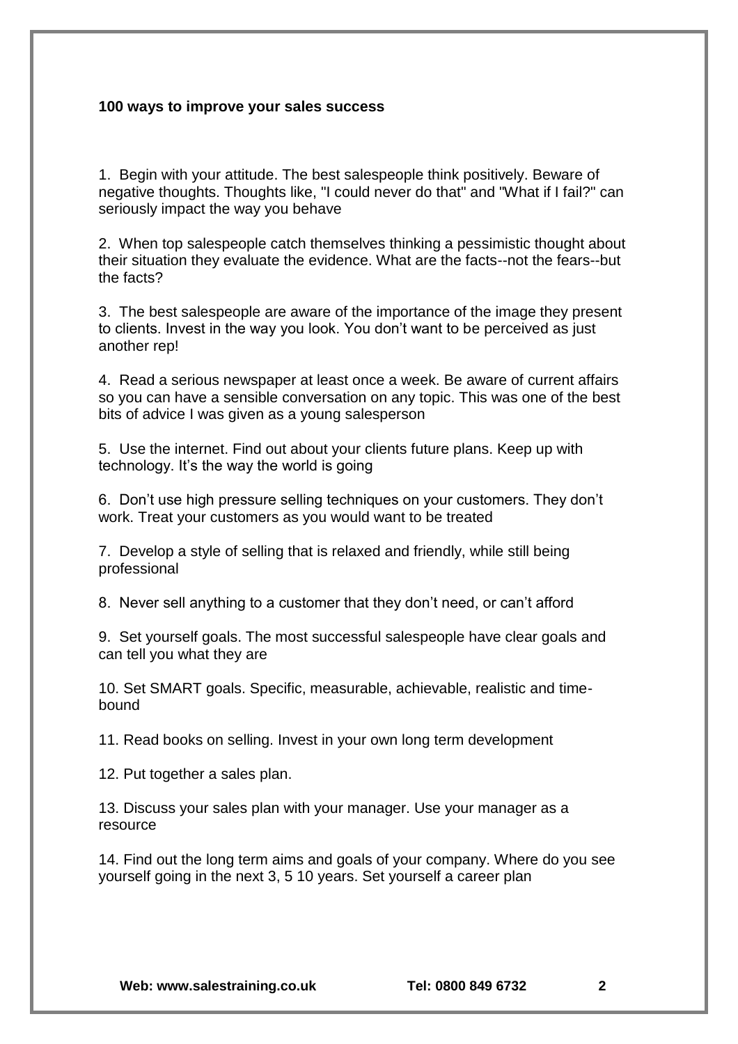**100 ways to improve your sales success**

1. Begin with your attitude. The best salespeople think positively. Beware of negative thoughts. Thoughts like, "I could never do that" and "What if I fail?" can seriously impact the way you behave

2. When top salespeople catch themselves thinking a pessimistic thought about their situation they evaluate the evidence. What are the facts--not the fears--but the facts?

3. The best salespeople are aware of the importance of the image they present to clients. Invest in the way you look. You don't want to be perceived as just another rep!

4. Read a serious newspaper at least once a week. Be aware of current affairs so you can have a sensible conversation on any topic. This was one of the best bits of advice I was given as a young salesperson

5. Use the internet. Find out about your clients future plans. Keep up with technology. It's the way the world is going

6. Don't use high pressure selling techniques on your customers. They don't work. Treat your customers as you would want to be treated

7. Develop a style of selling that is relaxed and friendly, while still being professional

8. Never sell anything to a customer that they don't need, or can't afford

9. Set yourself goals. The most successful salespeople have clear goals and can tell you what they are

10. Set SMART goals. Specific, measurable, achievable, realistic and time-bound

11. Read books on selling. Invest in your own long term development

12. Put together a sales plan.

13. Discuss your sales plan with your manager. Use your manager as a resource

14. Find out the long term aims and goals of your company. Where do you see yourself going in the next 3, 5 10 years. Set yourself a career plan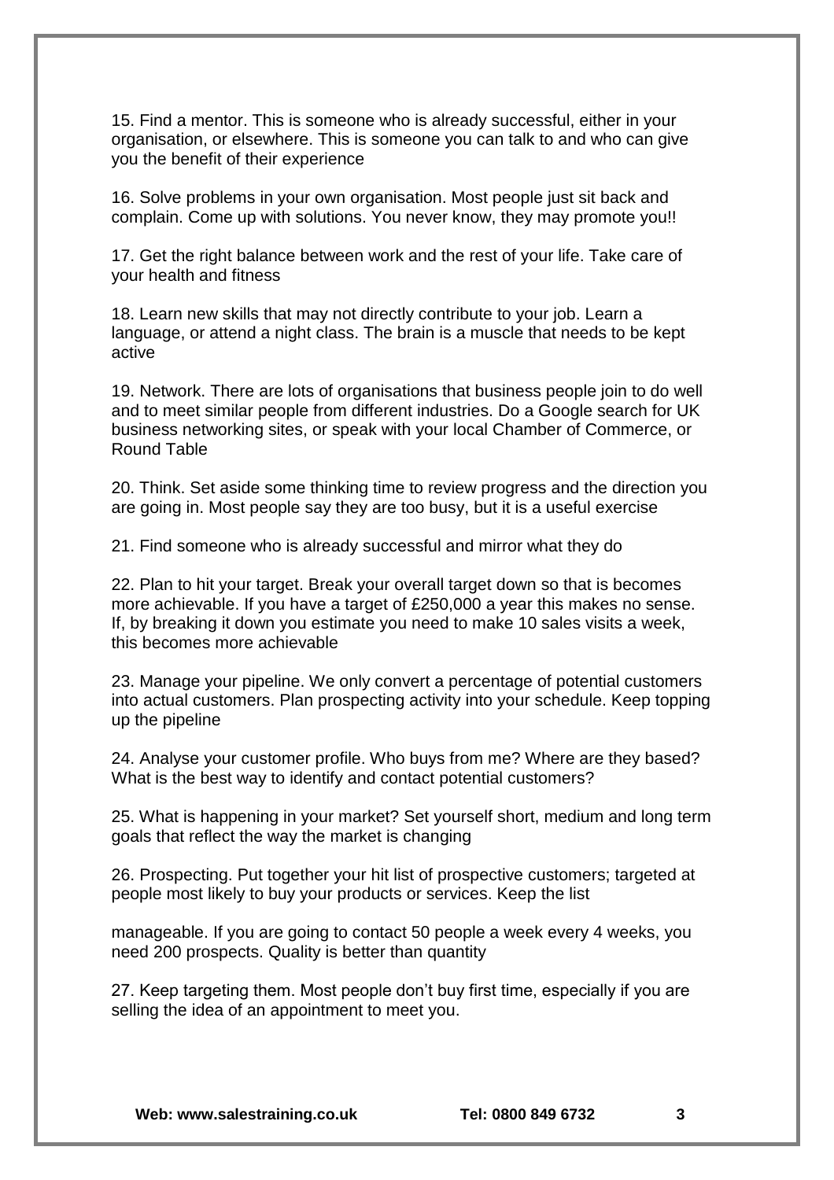15. Find a mentor. This is someone who is already successful, either in your organisation, or elsewhere. This is someone you can talk to and who can give you the benefit of their experience

16. Solve problems in your own organisation. Most people just sit back and complain. Come up with solutions. You never know, they may promote you!!

17. Get the right balance between work and the rest of your life. Take care of your health and fitness

18. Learn new skills that may not directly contribute to your job. Learn a language, or attend a night class. The brain is a muscle that needs to be kept active

19. Network. There are lots of organisations that business people join to do well and to meet similar people from different industries. Do a Google search for UK business networking sites, or speak with your local Chamber of Commerce, or Round Table

20. Think. Set aside some thinking time to review progress and the direction you are going in. Most people say they are too busy, but it is a useful exercise

21. Find someone who is already successful and mirror what they do

22. Plan to hit your target. Break your overall target down so that is becomes more achievable. If you have a target of £250,000 a year this makes no sense. If, by breaking it down you estimate you need to make 10 sales visits a week, this becomes more achievable

23. Manage your pipeline. We only convert a percentage of potential customers into actual customers. Plan prospecting activity into your schedule. Keep topping up the pipeline

24. Analyse your customer profile. Who buys from me? Where are they based? What is the best way to identify and contact potential customers?

25. What is happening in your market? Set yourself short, medium and long term goals that reflect the way the market is changing

26. Prospecting. Put together your hit list of prospective customers; targeted at people most likely to buy your products or services. Keep the list

manageable. If you are going to contact 50 people a week every 4 weeks, you need 200 prospects. Quality is better than quantity

27. Keep targeting them. Most people don't buy first time, especially if you are selling the idea of an appointment to meet you.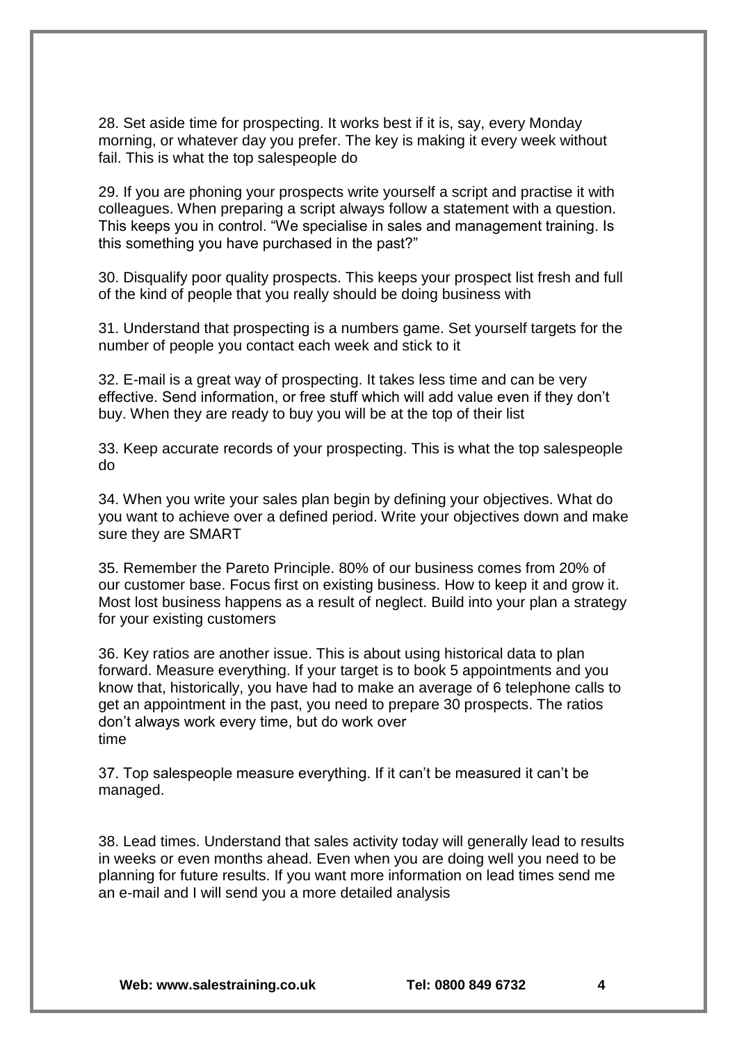28. Set aside time for prospecting. It works best if it is, say, every Monday morning, or whatever day you prefer. The key is making it every week without fail. This is what the top salespeople do

29. If you are phoning your prospects write yourself a script and practise it with colleagues. When preparing a script always follow a statement with a question. This keeps you in control. "We specialise in sales and management training. Is this something you have purchased in the past?"

30. Disqualify poor quality prospects. This keeps your prospect list fresh and full of the kind of people that you really should be doing business with

31. Understand that prospecting is a numbers game. Set yourself targets for the number of people you contact each week and stick to it

32. E-mail is a great way of prospecting. It takes less time and can be very effective. Send information, or free stuff which will add value even if they don't buy. When they are ready to buy you will be at the top of their list

33. Keep accurate records of your prospecting. This is what the top salespeople do

34. When you write your sales plan begin by defining your objectives. What do you want to achieve over a defined period. Write your objectives down and make sure they are SMART

35. Remember the Pareto Principle. 80% of our business comes from 20% of our customer base. Focus first on existing business. How to keep it and grow it. Most lost business happens as a result of neglect. Build into your plan a strategy for your existing customers

36. Key ratios are another issue. This is about using historical data to plan forward. Measure everything. If your target is to book 5 appointments and you know that, historically, you have had to make an average of 6 telephone calls to get an appointment in the past, you need to prepare 30 prospects. The ratios don't always work every time, but do work over time

37. Top salespeople measure everything. If it can't be measured it can't be managed.

38. Lead times. Understand that sales activity today will generally lead to results in weeks or even months ahead. Even when you are doing well you need to be planning for future results. If you want more information on lead times send me an e-mail and I will send you a more detailed analysis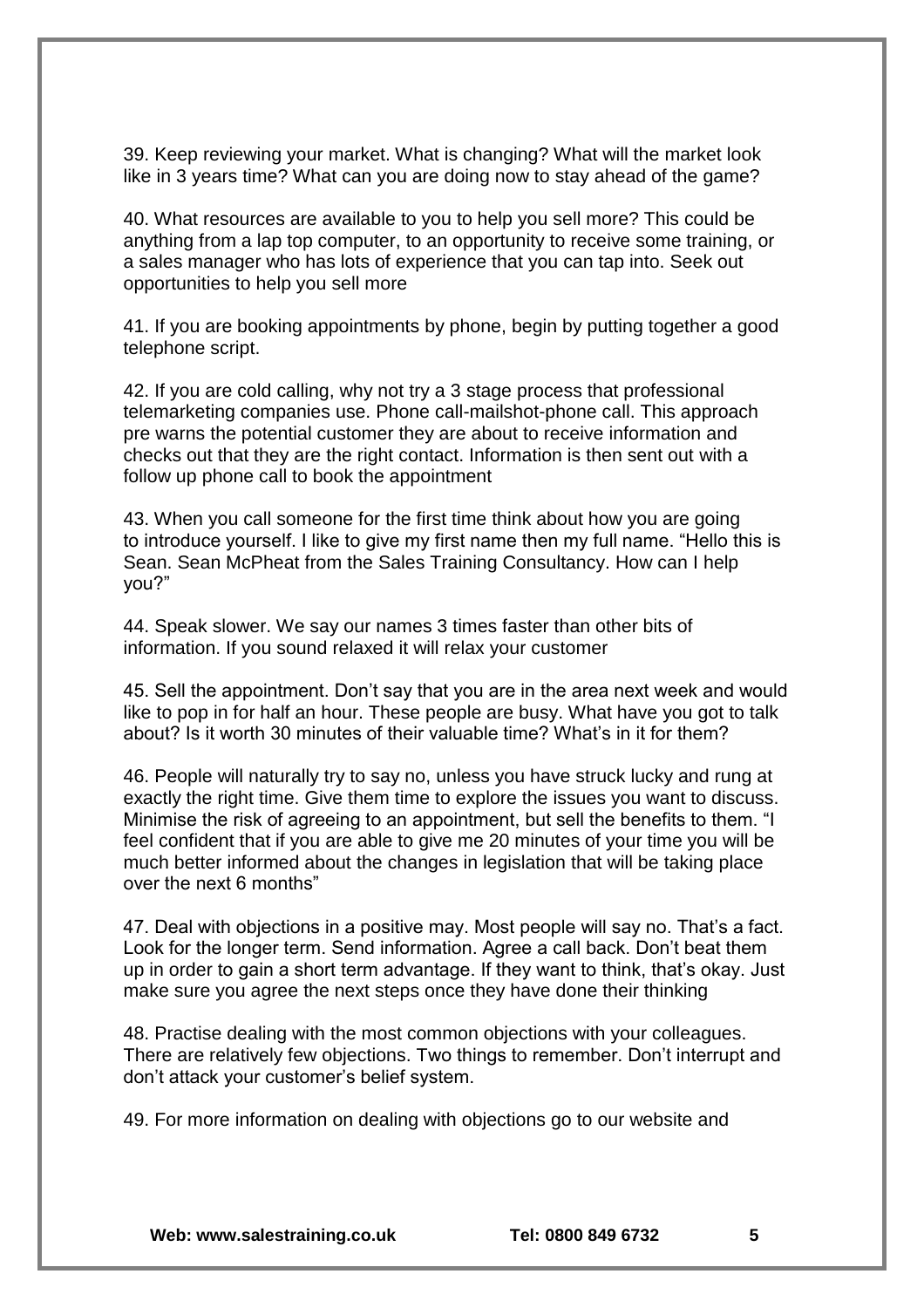39. Keep reviewing your market. What is changing? What will the market look like in 3 years time? What can you are doing now to stay ahead of the game?

40. What resources are available to you to help you sell more? This could be anything from a lap top computer, to an opportunity to receive some training, or a sales manager who has lots of experience that you can tap into. Seek out opportunities to help you sell more

41. If you are booking appointments by phone, begin by putting together a good telephone script.

42. If you are cold calling, why not try a 3 stage process that professional telemarketing companies use. Phone call-mailshot-phone call. This approach pre warns the potential customer they are about to receive information and checks out that they are the right contact. Information is then sent out with a follow up phone call to book the appointment

43. When you call someone for the first time think about how you are going to introduce yourself. I like to give my first name then my full name. "Hello this is Sean. Sean McPheat from the Sales Training Consultancy. How can I help you?"

44. Speak slower. We say our names 3 times faster than other bits of information. If you sound relaxed it will relax your customer

45. Sell the appointment. Don't say that you are in the area next week and would like to pop in for half an hour. These people are busy. What have you got to talk about? Is it worth 30 minutes of their valuable time? What's in it for them?

46. People will naturally try to say no, unless you have struck lucky and rung at exactly the right time. Give them time to explore the issues you want to discuss. Minimise the risk of agreeing to an appointment, but sell the benefits to them. "I feel confident that if you are able to give me 20 minutes of your time you will be much better informed about the changes in legislation that will be taking place over the next 6 months"

47. Deal with objections in a positive may. Most people will say no. That's a fact. Look for the longer term. Send information. Agree a call back. Don't beat them up in order to gain a short term advantage. If they want to think, that's okay. Just make sure you agree the next steps once they have done their thinking

48. Practise dealing with the most common objections with your colleagues. There are relatively few objections. Two things to remember. Don't interrupt and don't attack your customer's belief system.

49. For more information on dealing with objections go to our website and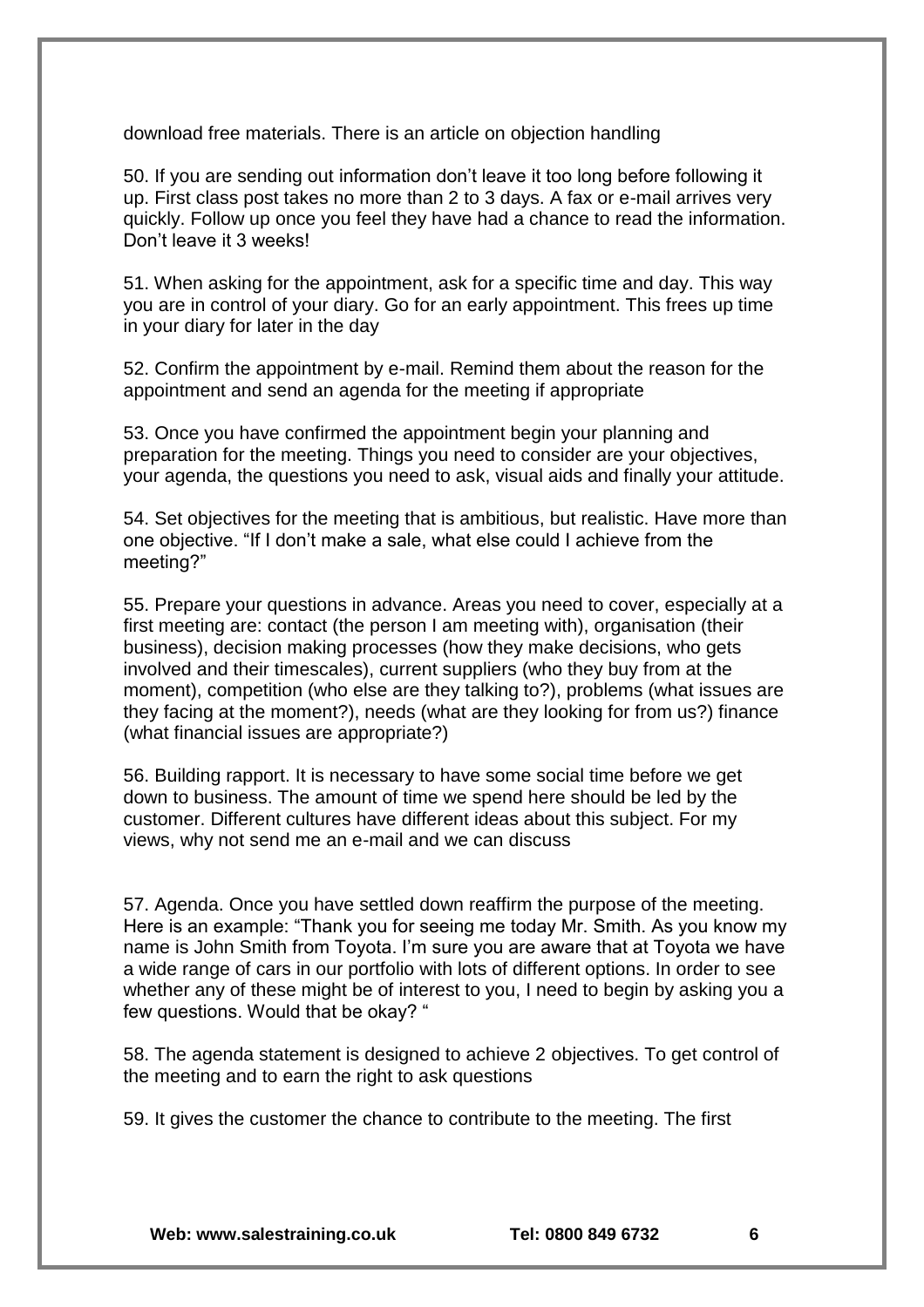download free materials. There is an article on objection handling

50. If you are sending out information don't leave it too long before following it up. First class post takes no more than 2 to 3 days. A fax or e-mail arrives very quickly. Follow up once you feel they have had a chance to read the information. Don't leave it 3 weeks!

51. When asking for the appointment, ask for a specific time and day. This way you are in control of your diary. Go for an early appointment. This frees up time in your diary for later in the day

52. Confirm the appointment by e-mail. Remind them about the reason for the appointment and send an agenda for the meeting if appropriate

53. Once you have confirmed the appointment begin your planning and preparation for the meeting. Things you need to consider are your objectives, your agenda, the questions you need to ask, visual aids and finally your attitude.

54. Set objectives for the meeting that is ambitious, but realistic. Have more than one objective. "If I don't make a sale, what else could I achieve from the meeting?"

55. Prepare your questions in advance. Areas you need to cover, especially at a first meeting are: contact (the person I am meeting with), organisation (their business), decision making processes (how they make decisions, who gets involved and their timescales), current suppliers (who they buy from at the moment), competition (who else are they talking to?), problems (what issues are they facing at the moment?), needs (what are they looking for from us?) finance (what financial issues are appropriate?)

56. Building rapport. It is necessary to have some social time before we get down to business. The amount of time we spend here should be led by the customer. Different cultures have different ideas about this subject. For my views, why not send me an e-mail and we can discuss

57. Agenda. Once you have settled down reaffirm the purpose of the meeting. Here is an example: "Thank you for seeing me today Mr. Smith. As you know my name is John Smith from Toyota. I'm sure you are aware that at Toyota we have a wide range of cars in our portfolio with lots of different options. In order to see whether any of these might be of interest to you, I need to begin by asking you a few questions. Would that be okay? "

58. The agenda statement is designed to achieve 2 objectives. To get control of the meeting and to earn the right to ask questions

59. It gives the customer the chance to contribute to the meeting. The first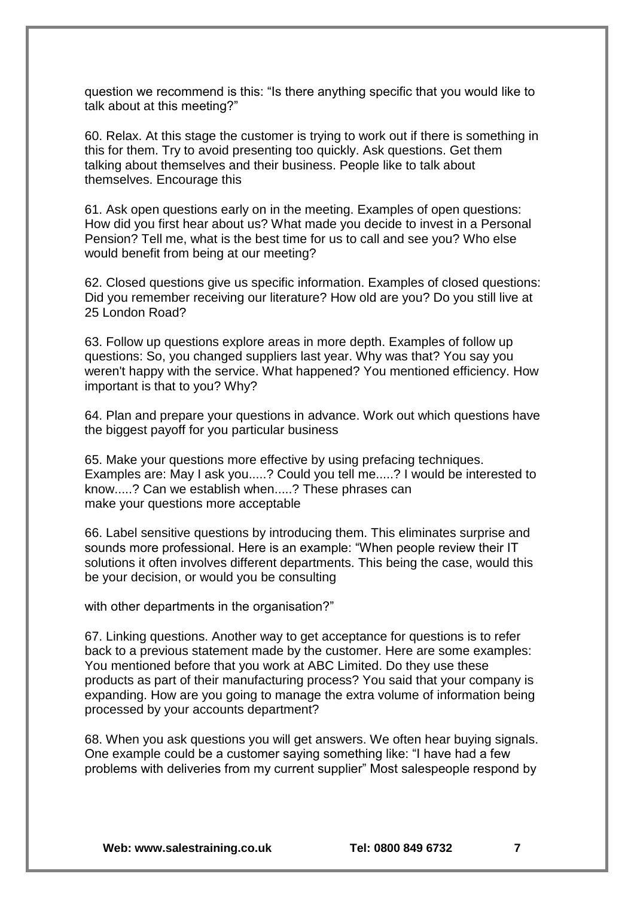question we recommend is this: “Is there anything specific that you would like to talk about at this meeting?”

60. Relax. At this stage the customer is trying to work out if there is something in this for them. Try to avoid presenting too quickly. Ask questions. Get them talking about themselves and their business. People like to talk about themselves. Encourage this

61. Ask open questions early on in the meeting. Examples of open questions: How did you first hear about us? What made you decide to invest in a Personal Pension? Tell me, what is the best time for us to call and see you? Who else would benefit from being at our meeting?

62. Closed questions give us specific information. Examples of closed questions: Did you remember receiving our literature? How old are you? Do you still live at 25 London Road?

63. Follow up questions explore areas in more depth. Examples of follow up questions: So, you changed suppliers last year. Why was that? You say you weren't happy with the service. What happened? You mentioned efficiency. How important is that to you? Why?

64. Plan and prepare your questions in advance. Work out which questions have the biggest payoff for you particular business

65. Make your questions more effective by using prefacing techniques. Examples are: May I ask you.....? Could you tell me.....? I would be interested to know.....? Can we establish when.....? These phrases can make your questions more acceptable

66. Label sensitive questions by introducing them. This eliminates surprise and sounds more professional. Here is an example: “When people review their IT solutions it often involves different departments. This being the case, would this be your decision, or would you be consulting with other departments in the organisation?”

67. Linking questions. Another way to get acceptance for questions is to refer back to a previous statement made by the customer. Here are some examples: You mentioned before that you work at ABC Limited. Do they use these products as part of their manufacturing process? You said that your company is expanding. How are you going to manage the extra volume of information being processed by your accounts department?

68. When you ask questions you will get answers. We often hear buying signals. One example could be a customer saying something like: “I have had a few problems with deliveries from my current supplier” Most salespeople respond by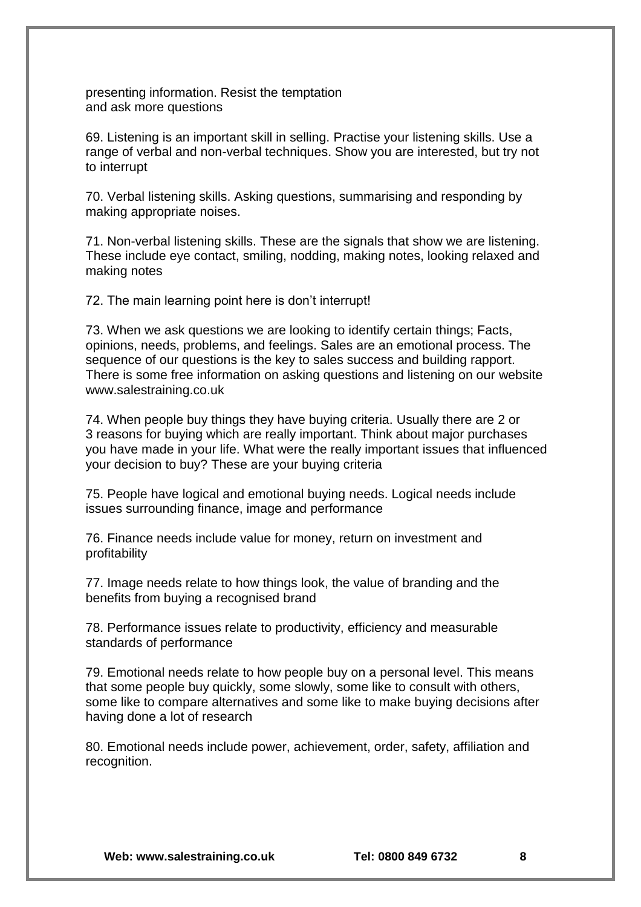presenting information. Resist the temptation
and ask more questions

69. Listening is an important skill in selling. Practise your listening skills. Use a range of verbal and non-verbal techniques. Show you are interested, but try not to interrupt

70. Verbal listening skills. Asking questions, summarising and responding by making appropriate noises.

71. Non-verbal listening skills. These are the signals that show we are listening. These include eye contact, smiling, nodding, making notes, looking relaxed and making notes

72. The main learning point here is don't interrupt!

73. When we ask questions we are looking to identify certain things; Facts, opinions, needs, problems, and feelings. Sales are an emotional process. The sequence of our questions is the key to sales success and building rapport. There is some free information on asking questions and listening on our website www.salestraining.co.uk

74. When people buy things they have buying criteria. Usually there are 2 or 3 reasons for buying which are really important. Think about major purchases you have made in your life. What were the really important issues that influenced your decision to buy? These are your buying criteria

75. People have logical and emotional buying needs. Logical needs include issues surrounding finance, image and performance

76. Finance needs include value for money, return on investment and profitability

77. Image needs relate to how things look, the value of branding and the benefits from buying a recognised brand

78. Performance issues relate to productivity, efficiency and measurable standards of performance

79. Emotional needs relate to how people buy on a personal level. This means that some people buy quickly, some slowly, some like to consult with others, some like to compare alternatives and some like to make buying decisions after having done a lot of research

80. Emotional needs include power, achievement, order, safety, affiliation and recognition.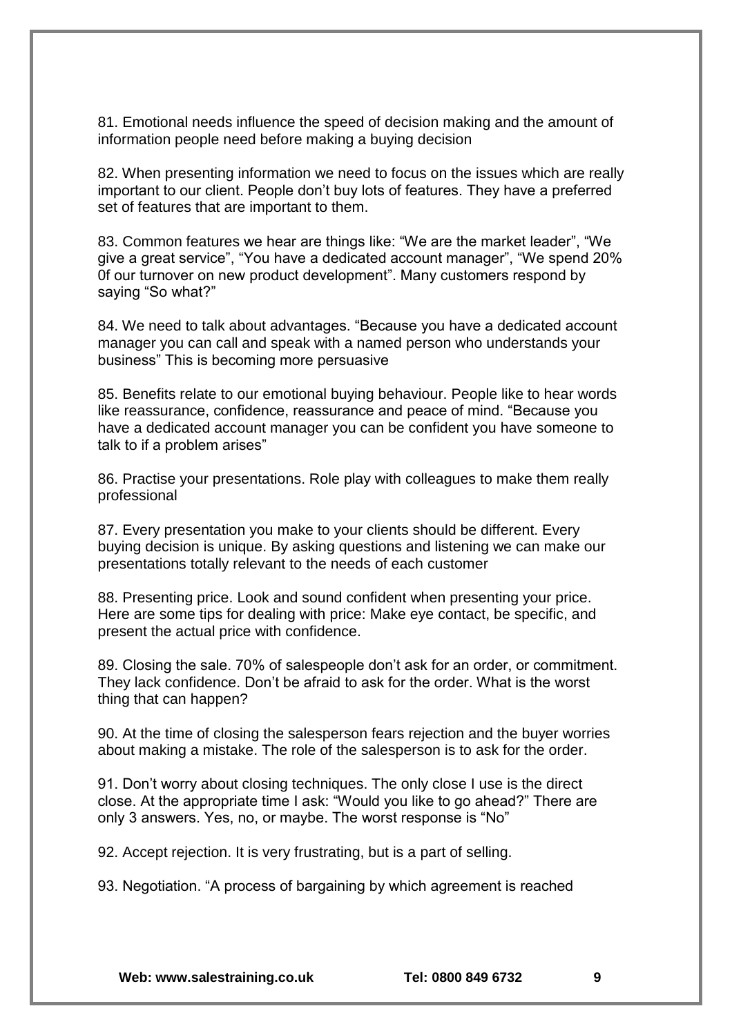81. Emotional needs influence the speed of decision making and the amount of information people need before making a buying decision

82. When presenting information we need to focus on the issues which are really important to our client. People don't buy lots of features. They have a preferred set of features that are important to them.

83. Common features we hear are things like: "We are the market leader", "We give a great service", "You have a dedicated account manager", "We spend 20% 0f our turnover on new product development". Many customers respond by saying "So what?"

84. We need to talk about advantages. "Because you have a dedicated account manager you can call and speak with a named person who understands your business" This is becoming more persuasive

85. Benefits relate to our emotional buying behaviour. People like to hear words like reassurance, confidence, reassurance and peace of mind. "Because you have a dedicated account manager you can be confident you have someone to talk to if a problem arises"

86. Practise your presentations. Role play with colleagues to make them really professional

87. Every presentation you make to your clients should be different. Every buying decision is unique. By asking questions and listening we can make our presentations totally relevant to the needs of each customer

88. Presenting price. Look and sound confident when presenting your price. Here are some tips for dealing with price: Make eye contact, be specific, and present the actual price with confidence.

89. Closing the sale. 70% of salespeople don't ask for an order, or commitment. They lack confidence. Don't be afraid to ask for the order. What is the worst thing that can happen?

90. At the time of closing the salesperson fears rejection and the buyer worries about making a mistake. The role of the salesperson is to ask for the order.

91. Don't worry about closing techniques. The only close I use is the direct close. At the appropriate time I ask: "Would you like to go ahead?" There are only 3 answers. Yes, no, or maybe. The worst response is "No"

92. Accept rejection. It is very frustrating, but is a part of selling.

93. Negotiation. "A process of bargaining by which agreement is reached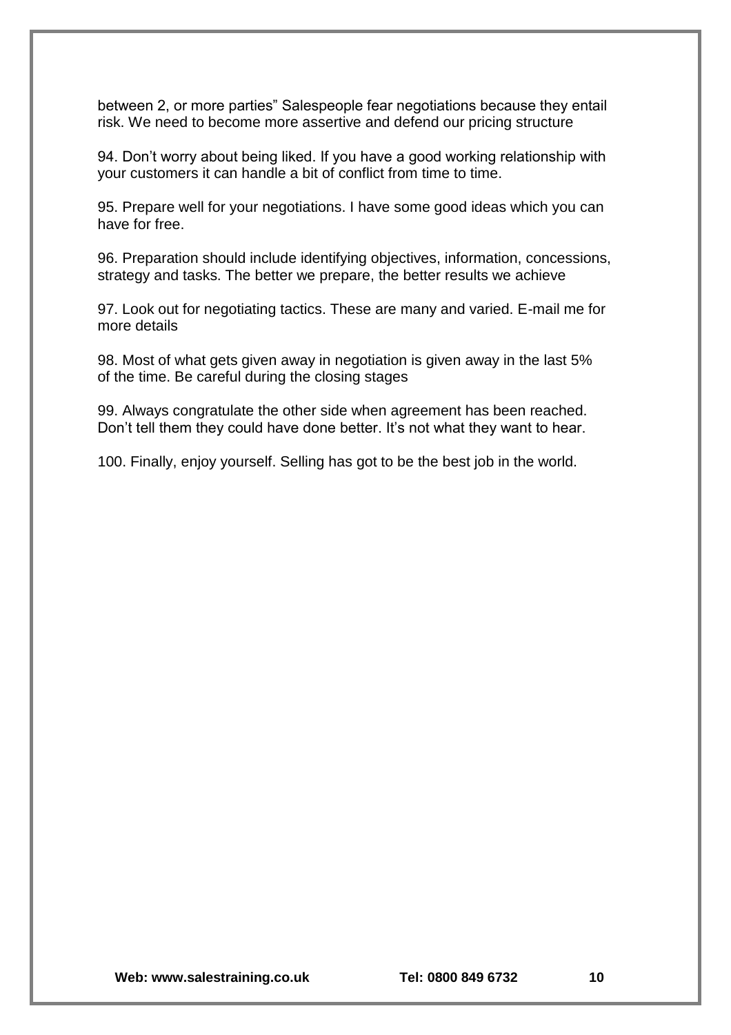between 2, or more parties" Salespeople fear negotiations because they entail risk. We need to become more assertive and defend our pricing structure

94. Don't worry about being liked. If you have a good working relationship with your customers it can handle a bit of conflict from time to time.

95. Prepare well for your negotiations. I have some good ideas which you can have for free.

96. Preparation should include identifying objectives, information, concessions, strategy and tasks. The better we prepare, the better results we achieve

97. Look out for negotiating tactics. These are many and varied. E-mail me for more details

98. Most of what gets given away in negotiation is given away in the last 5% of the time. Be careful during the closing stages

99. Always congratulate the other side when agreement has been reached. Don't tell them they could have done better. It's not what they want to hear.

100. Finally, enjoy yourself. Selling has got to be the best job in the world.